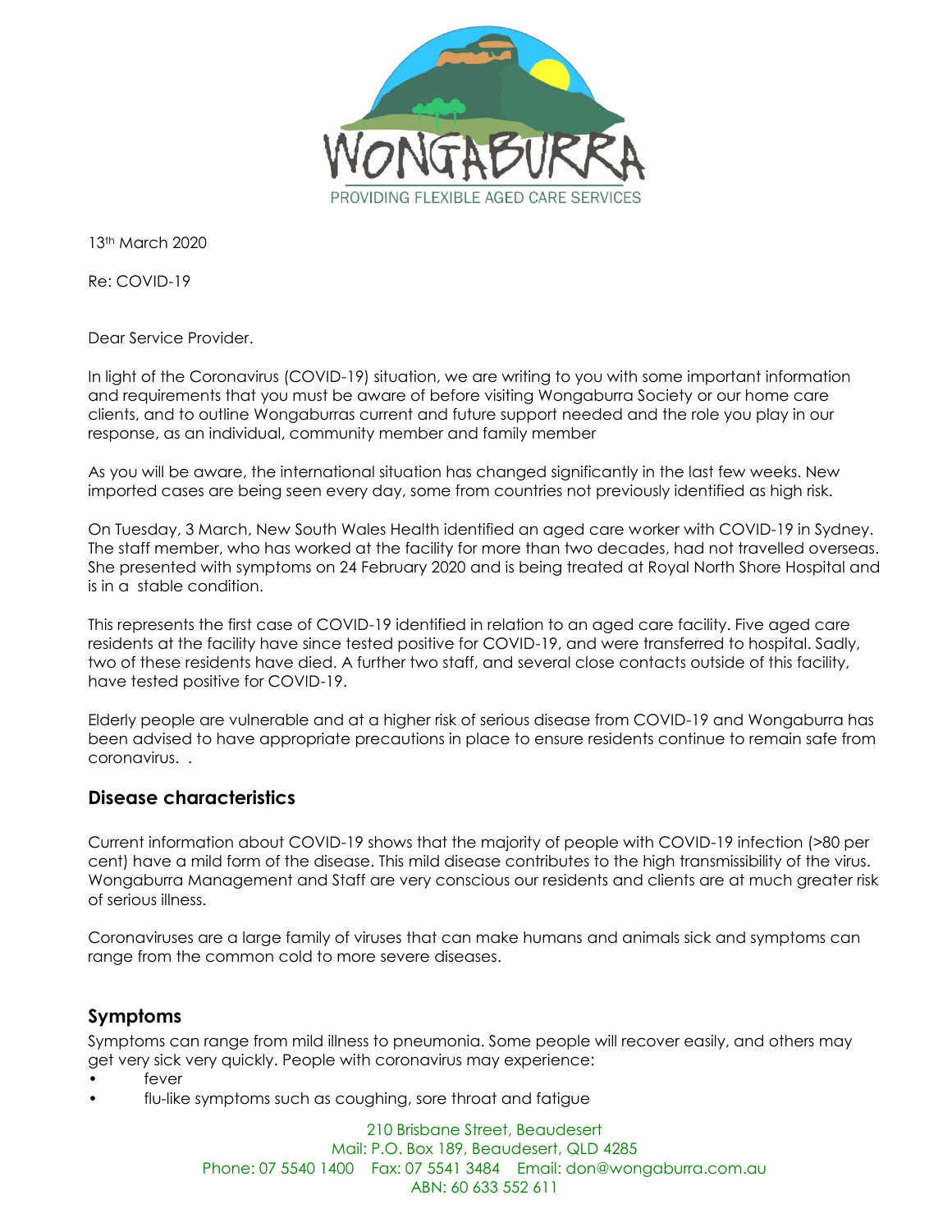WONGABURRA

PROVIDING FLEXIBLE AGED CARE SERVICES

13th March 2020

Re: COVID-19

Dear Service Provider.

In light of the Coronavirus (COVID-19) situation, we are writing to you with some important information and requirements that you must be aware of before visiting Wongaburra Society or our home care clients, and to outline Wongaburras current and future support needed and the role you play in our response, as an individual, community member and family member

As you will be aware, the international situation has changed significantly in the last few weeks. New imported cases are being seen every day, some from countries not previously identified as high risk.

On Tuesday, 3 March, New South Wales Health identified an aged care worker with COVID-19 in Sydney. The staff member, who has worked at the facility for more than two decades, had not travelled overseas. She presented with symptoms on 24 February 2020 and is being treated at Royal North Shore Hospital and is in a stable condition.

This represents the first case of COVID-19 identified in relation to an aged care facility. Five aged care residents at the facility have since tested positive for COVID-19, and were transferred to hospital. Sadly, two of these residents have died. A further two staff, and several close contacts outside of this facility, have tested positive for COVID-19.

Elderly people are vulnerable and at a higher risk of serious disease from COVID-19 and Wongaburra has been advised to have appropriate precautions in place to ensure residents continue to remain safe from coronavirus. .

## Disease characteristics

Current information about COVID-19 shows that the majority of people with COVID-19 infection (>80 per cent) have a mild form of the disease. This mild disease contributes to the high transmissibility of the virus. Wongaburra Management and Staff are very conscious our residents and clients are at much greater risk of serious illness.

Coronaviruses are a large family of viruses that can make humans and animals sick and symptoms can range from the common cold to more severe diseases.

## Symptoms

Symptoms can range from mild illness to pneumonia. Some people will recover easily, and others may get very sick very quickly. People with coronavirus may experience:

- fever
- flu-like symptoms such as coughing, sore throat and fatigue

210 Brisbane Street, Beaudesert
Mail: P.O. Box 189, Beaudesert, QLD 4285
Phone: 07 5540 1400 Fax: 07 5541 3484 Email: don@wongaburra.com.au
ABN: 60 633 552 611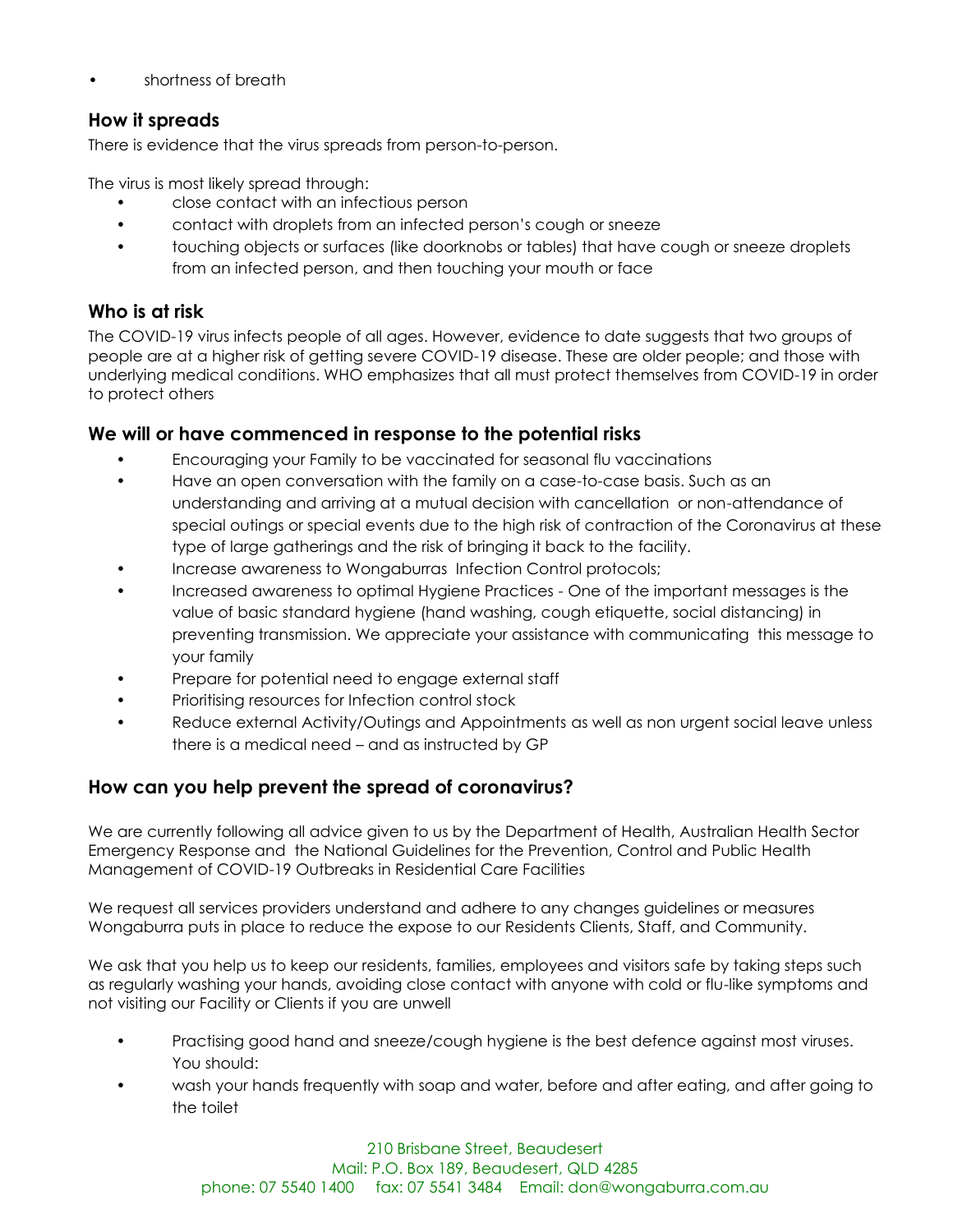- shortness of breath

## How it spreads

There is evidence that the virus spreads from person-to-person.

The virus is most likely spread through:

- close contact with an infectious person
- contact with droplets from an infected person's cough or sneeze
- touching objects or surfaces (like doorknobs or tables) that have cough or sneeze droplets from an infected person, and then touching your mouth or face

## Who is at risk

The COVID-19 virus infects people of all ages. However, evidence to date suggests that two groups of people are at a higher risk of getting severe COVID-19 disease. These are older people; and those with underlying medical conditions. WHO emphasizes that all must protect themselves from COVID-19 in order to protect others

## We will or have commenced in response to the potential risks

- Encouraging your Family to be vaccinated for seasonal flu vaccinations
- Have an open conversation with the family on a case-to-case basis. Such as an understanding and arriving at a mutual decision with cancellation or non-attendance of special outings or special events due to the high risk of contraction of the Coronavirus at these type of large gatherings and the risk of bringing it back to the facility.
- Increase awareness to Wongaburras Infection Control protocols;
- Increased awareness to optimal Hygiene Practices - One of the important messages is the value of basic standard hygiene (hand washing, cough etiquette, social distancing) in preventing transmission. We appreciate your assistance with communicating this message to your family
- Prepare for potential need to engage external staff
- Prioritising resources for Infection control stock
- Reduce external Activity/Outings and Appointments as well as non urgent social leave unless there is a medical need – and as instructed by GP

## How can you help prevent the spread of coronavirus?

We are currently following all advice given to us by the Department of Health, Australian Health Sector Emergency Response and the National Guidelines for the Prevention, Control and Public Health Management of COVID-19 Outbreaks in Residential Care Facilities

We request all services providers understand and adhere to any changes guidelines or measures Wongaburra puts in place to reduce the expose to our Residents Clients, Staff, and Community.

We ask that you help us to keep our residents, families, employees and visitors safe by taking steps such as regularly washing your hands, avoiding close contact with anyone with cold or flu-like symptoms and not visiting our Facility or Clients if you are unwell

- Practising good hand and sneeze/cough hygiene is the best defence against most viruses. You should:
- wash your hands frequently with soap and water, before and after eating, and after going to the toilet

210 Brisbane Street, Beaudesert
Mail: P.O. Box 189, Beaudesert, QLD 4285
phone: 07 5540 1400 fax: 07 5541 3484 Email: don@wongaburra.com.au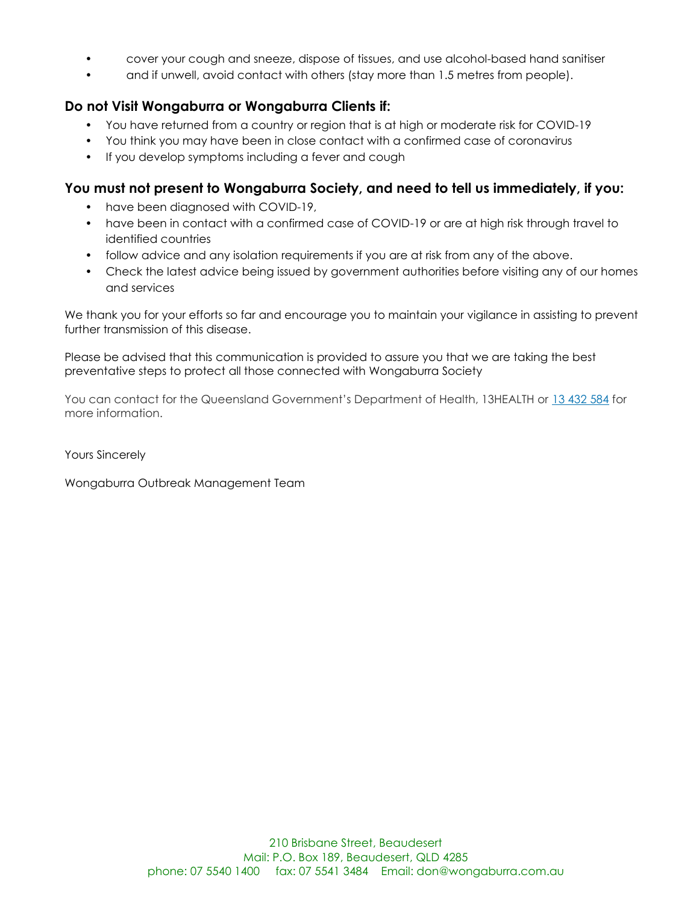- cover your cough and sneeze, dispose of tissues, and use alcohol-based hand sanitiser
- and if unwell, avoid contact with others (stay more than 1.5 metres from people).

### Do not Visit Wongaburra or Wongaburra Clients if:

- You have returned from a country or region that is at high or moderate risk for COVID-19
- You think you may have been in close contact with a confirmed case of coronavirus
- If you develop symptoms including a fever and cough

### You must not present to Wongaburra Society, and need to tell us immediately, if you:

- have been diagnosed with COVID-19,
- have been in contact with a confirmed case of COVID-19 or are at high risk through travel to identified countries
- follow advice and any isolation requirements if you are at risk from any of the above.
- Check the latest advice being issued by government authorities before visiting any of our homes and services

We thank you for your efforts so far and encourage you to maintain your vigilance in assisting to prevent further transmission of this disease.

Please be advised that this communication is provided to assure you that we are taking the best preventative steps to protect all those connected with Wongaburra Society

You can contact for the Queensland Government's Department of Health, 13HEALTH or 13 432 584 for more information.

Yours Sincerely

Wongaburra Outbreak Management Team

210 Brisbane Street, Beaudesert
Mail: P.O. Box 189, Beaudesert, QLD 4285
phone: 07 5540 1400 fax: 07 5541 3484 Email: don@wongaburra.com.au